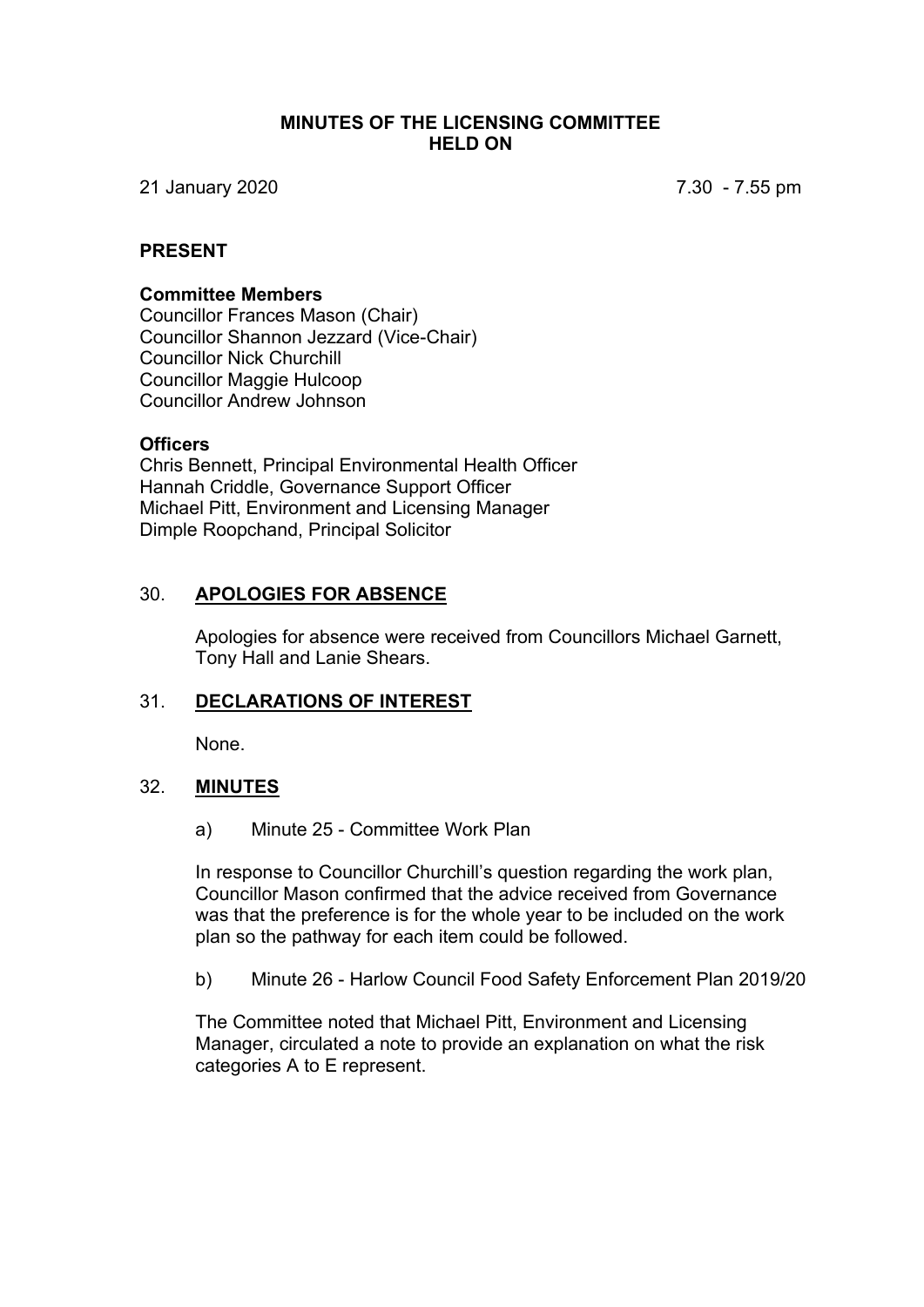# MINUTES OF THE LICENSING COMMITTEE HELD ON

21 January 2020 7.30 - 7.55 pm

## PRESENT

**Committee Members**
Councillor Frances Mason (Chair)
Councillor Shannon Jezzard (Vice-Chair)
Councillor Nick Churchill
Councillor Maggie Hulcoop
Councillor Andrew Johnson

**Officers**
Chris Bennett, Principal Environmental Health Officer
Hannah Criddle, Governance Support Officer
Michael Pitt, Environment and Licensing Manager
Dimple Roopchand, Principal Solicitor

## 30. APOLOGIES FOR ABSENCE

Apologies for absence were received from Councillors Michael Garnett, Tony Hall and Lanie Shears.

## 31. DECLARATIONS OF INTEREST

None.

## 32. MINUTES

a) Minute 25 - Committee Work Plan

In response to Councillor Churchill's question regarding the work plan, Councillor Mason confirmed that the advice received from Governance was that the preference is for the whole year to be included on the work plan so the pathway for each item could be followed.

b) Minute 26 - Harlow Council Food Safety Enforcement Plan 2019/20

The Committee noted that Michael Pitt, Environment and Licensing Manager, circulated a note to provide an explanation on what the risk categories A to E represent.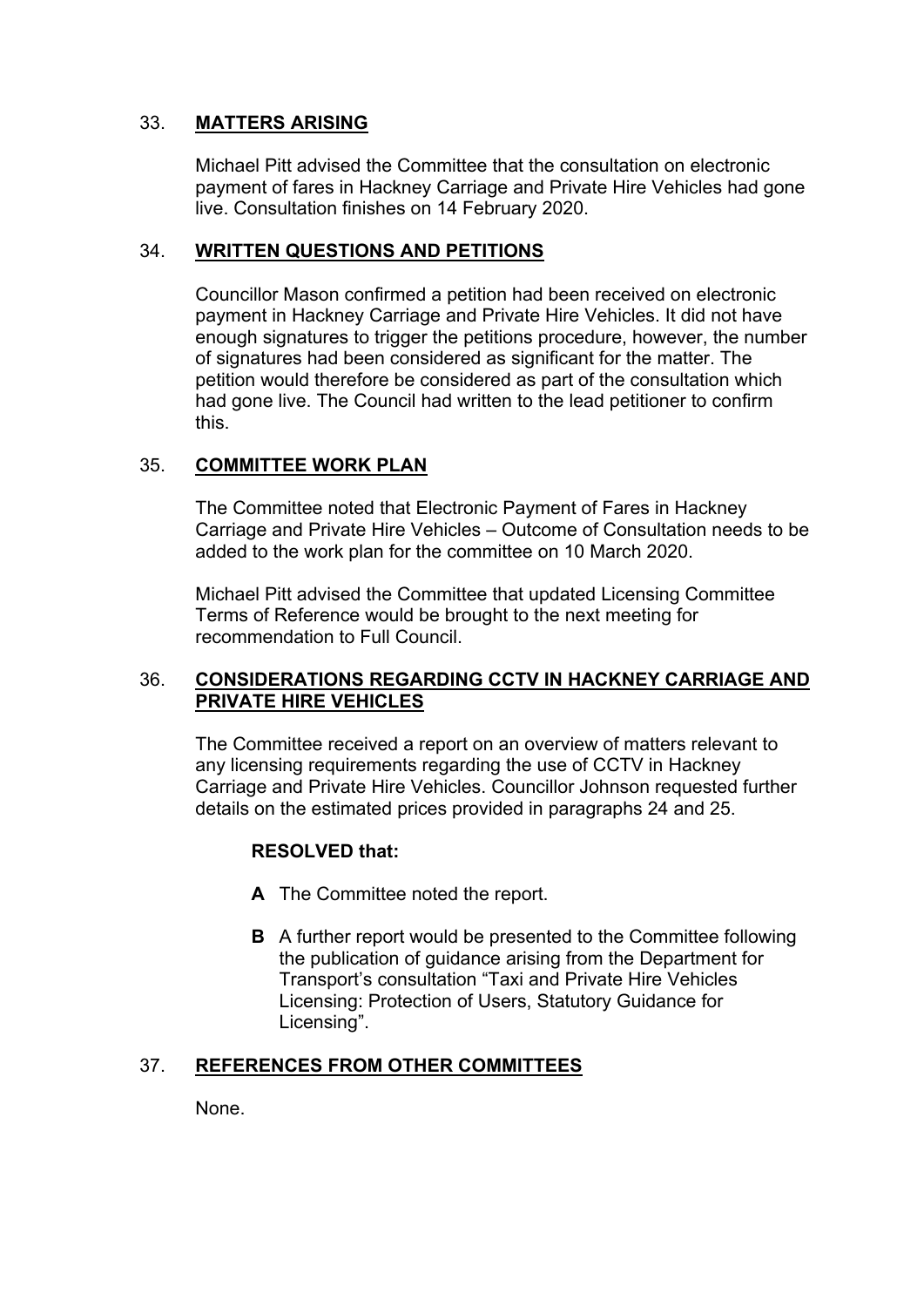## 33. **MATTERS ARISING**

Michael Pitt advised the Committee that the consultation on electronic payment of fares in Hackney Carriage and Private Hire Vehicles had gone live. Consultation finishes on 14 February 2020.

## 34. **WRITTEN QUESTIONS AND PETITIONS**

Councillor Mason confirmed a petition had been received on electronic payment in Hackney Carriage and Private Hire Vehicles. It did not have enough signatures to trigger the petitions procedure, however, the number of signatures had been considered as significant for the matter. The petition would therefore be considered as part of the consultation which had gone live. The Council had written to the lead petitioner to confirm this.

## 35. **COMMITTEE WORK PLAN**

The Committee noted that Electronic Payment of Fares in Hackney Carriage and Private Hire Vehicles – Outcome of Consultation needs to be added to the work plan for the committee on 10 March 2020.

Michael Pitt advised the Committee that updated Licensing Committee Terms of Reference would be brought to the next meeting for recommendation to Full Council.

## 36. **CONSIDERATIONS REGARDING CCTV IN HACKNEY CARRIAGE AND PRIVATE HIRE VEHICLES**

The Committee received a report on an overview of matters relevant to any licensing requirements regarding the use of CCTV in Hackney Carriage and Private Hire Vehicles. Councillor Johnson requested further details on the estimated prices provided in paragraphs 24 and 25.

**RESOLVED that:**

- **A** The Committee noted the report.
- **B** A further report would be presented to the Committee following the publication of guidance arising from the Department for Transport's consultation "Taxi and Private Hire Vehicles Licensing: Protection of Users, Statutory Guidance for Licensing".

## 37. **REFERENCES FROM OTHER COMMITTEES**

None.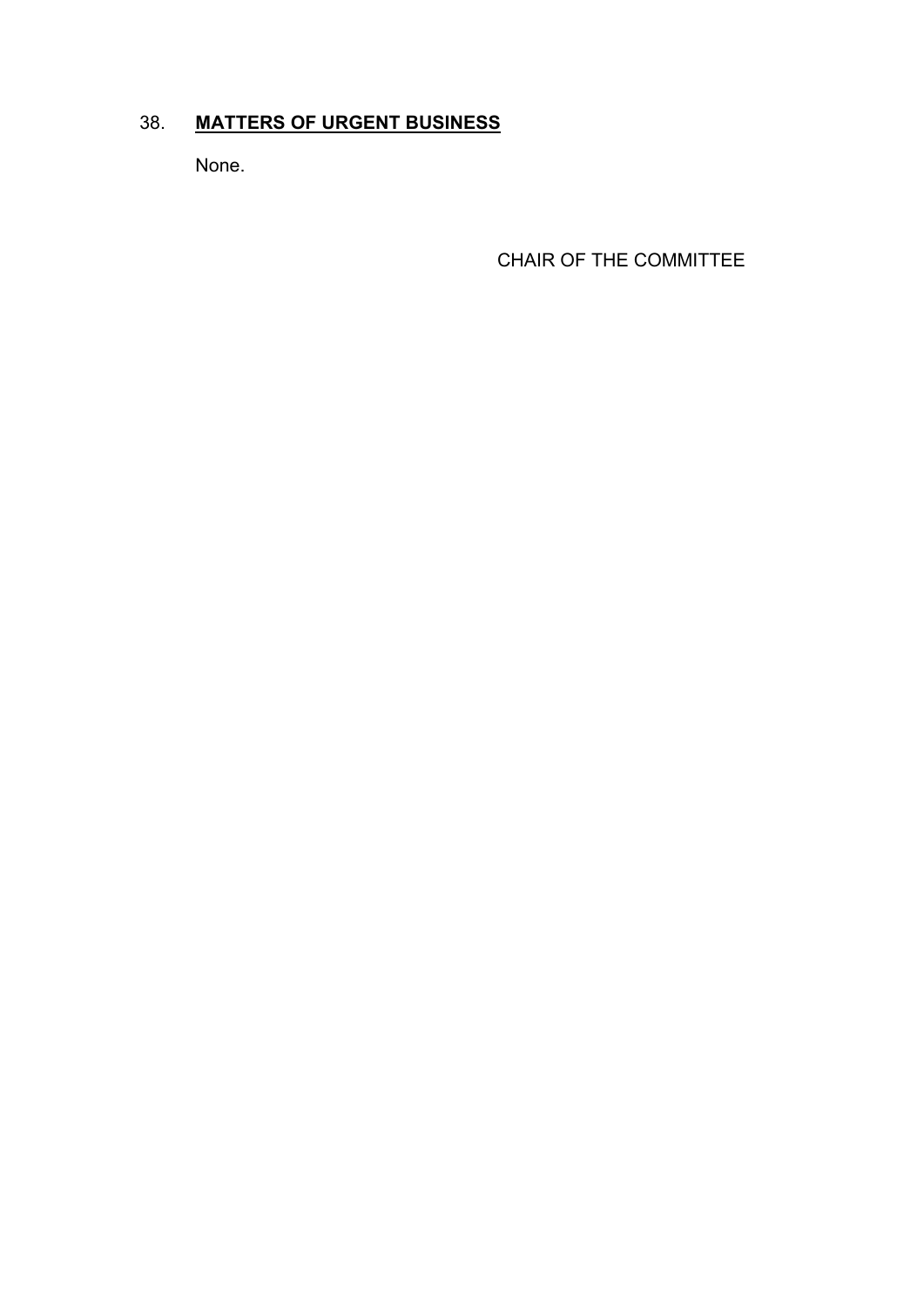38. **<u>MATTERS OF URGENT BUSINESS</u>**

None.

CHAIR OF THE COMMITTEE